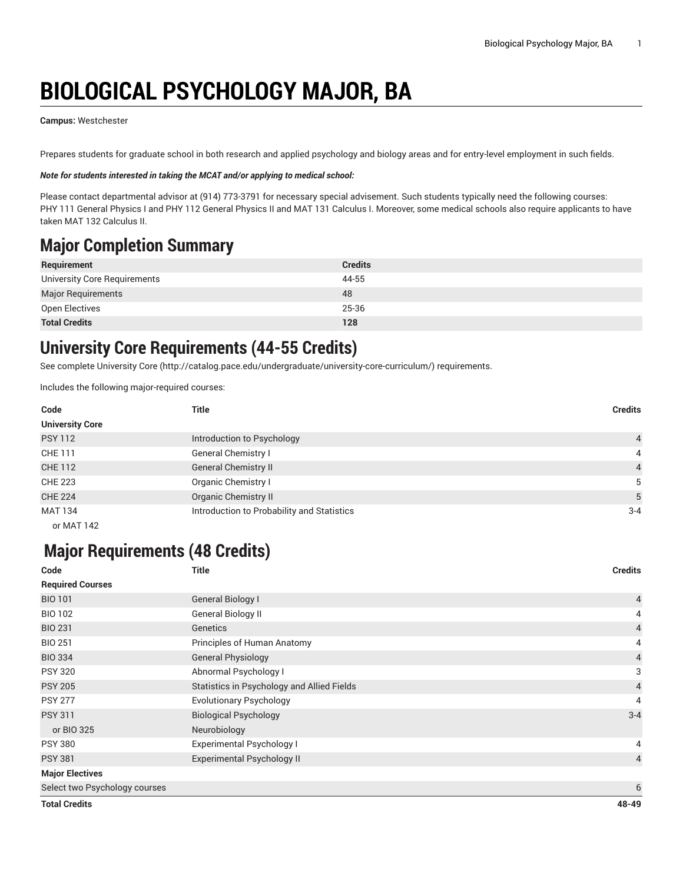# BIOLOGICAL PSYCHOLOGY MAJOR, BA

**Campus:** Westchester

Prepares students for graduate school in both research and applied psychology and biology areas and for entry-level employment in such fields.

***Note for students interested in taking the MCAT and/or applying to medical school:***

Please contact departmental advisor at (914) 773-3791 for necessary special advisement. Such students typically need the following courses: PHY 111 General Physics I and PHY 112 General Physics II and MAT 131 Calculus I. Moreover, some medical schools also require applicants to have taken MAT 132 Calculus II.

## Major Completion Summary

| Requirement | Credits |
|---|---|
| University Core Requirements | 44-55 |
| Major Requirements | 48 |
| Open Electives | 25-36 |
| **Total Credits** | **128** |

## University Core Requirements (44-55 Credits)

See complete University Core (http://catalog.pace.edu/undergraduate/university-core-curriculum/) requirements.

Includes the following major-required courses:

| Code | Title | Credits |
|---|---|---|
| **University Core** | | |
| PSY 112 | Introduction to Psychology | 4 |
| CHE 111 | General Chemistry I | 4 |
| CHE 112 | General Chemistry II | 4 |
| CHE 223 | Organic Chemistry I | 5 |
| CHE 224 | Organic Chemistry II | 5 |
| MAT 134 | Introduction to Probability and Statistics | 3-4 |
| or MAT 142 | | |

## Major Requirements (48 Credits)

| Code | Title | Credits |
|---|---|---|
| **Required Courses** | | |
| BIO 101 | General Biology I | 4 |
| BIO 102 | General Biology II | 4 |
| BIO 231 | Genetics | 4 |
| BIO 251 | Principles of Human Anatomy | 4 |
| BIO 334 | General Physiology | 4 |
| PSY 320 | Abnormal Psychology I | 3 |
| PSY 205 | Statistics in Psychology and Allied Fields | 4 |
| PSY 277 | Evolutionary Psychology | 4 |
| PSY 311 | Biological Psychology | 3-4 |
| or BIO 325 | Neurobiology | |
| PSY 380 | Experimental Psychology I | 4 |
| PSY 381 | Experimental Psychology II | 4 |
| **Major Electives** | | |
| Select two Psychology courses | | 6 |
| **Total Credits** | | **48-49** |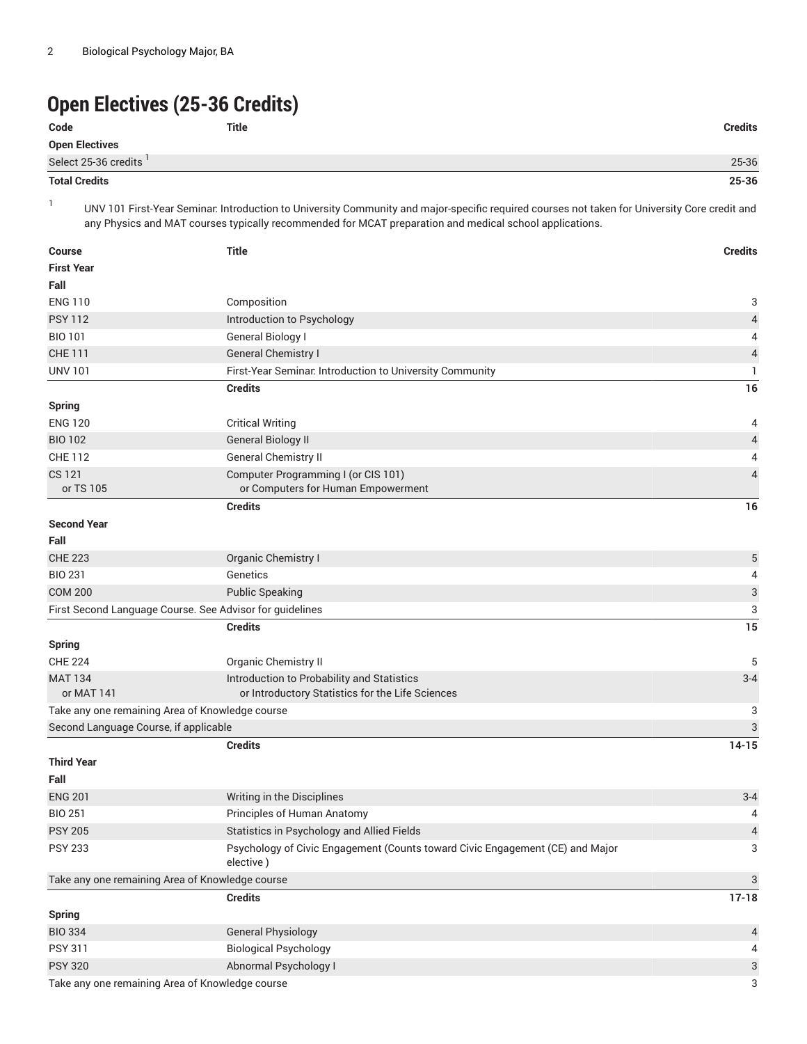## Open Electives (25-36 Credits)

| Code | Title | Credits |
|---|---|---|
| **Open Electives** | | |
| Select 25-36 credits [1] | | 25-36 |
| **Total Credits** | | **25-36** |

[1] UNV 101 First-Year Seminar: Introduction to University Community and major-specific required courses not taken for University Core credit and any Physics and MAT courses typically recommended for MCAT preparation and medical school applications.

| Course | Title | Credits |
|---|---|---|
| **First Year** | | |
| **Fall** | | |
| ENG 110 | Composition | 3 |
| PSY 112 | Introduction to Psychology | 4 |
| BIO 101 | General Biology I | 4 |
| CHE 111 | General Chemistry I | 4 |
| UNV 101 | First-Year Seminar: Introduction to University Community | 1 |
| | **Credits** | **16** |
| **Spring** | | |
| ENG 120 | Critical Writing | 4 |
| BIO 102 | General Biology II | 4 |
| CHE 112 | General Chemistry II | 4 |
| CS 121 or TS 105 | Computer Programming I (or CIS 101) or Computers for Human Empowerment | 4 |
| | **Credits** | **16** |
| **Second Year** | | |
| **Fall** | | |
| CHE 223 | Organic Chemistry I | 5 |
| BIO 231 | Genetics | 4 |
| COM 200 | Public Speaking | 3 |
| First Second Language Course. See Advisor for guidelines | | 3 |
| | **Credits** | **15** |
| **Spring** | | |
| CHE 224 | Organic Chemistry II | 5 |
| MAT 134 or MAT 141 | Introduction to Probability and Statistics or Introductory Statistics for the Life Sciences | 3-4 |
| Take any one remaining Area of Knowledge course | | 3 |
| Second Language Course, if applicable | | 3 |
| | **Credits** | **14-15** |
| **Third Year** | | |
| **Fall** | | |
| ENG 201 | Writing in the Disciplines | 3-4 |
| BIO 251 | Principles of Human Anatomy | 4 |
| PSY 205 | Statistics in Psychology and Allied Fields | 4 |
| PSY 233 | Psychology of Civic Engagement (Counts toward Civic Engagement (CE) and Major elective ) | 3 |
| Take any one remaining Area of Knowledge course | | 3 |
| | **Credits** | **17-18** |
| **Spring** | | |
| BIO 334 | General Physiology | 4 |
| PSY 311 | Biological Psychology | 4 |
| PSY 320 | Abnormal Psychology I | 3 |
| Take any one remaining Area of Knowledge course | | 3 |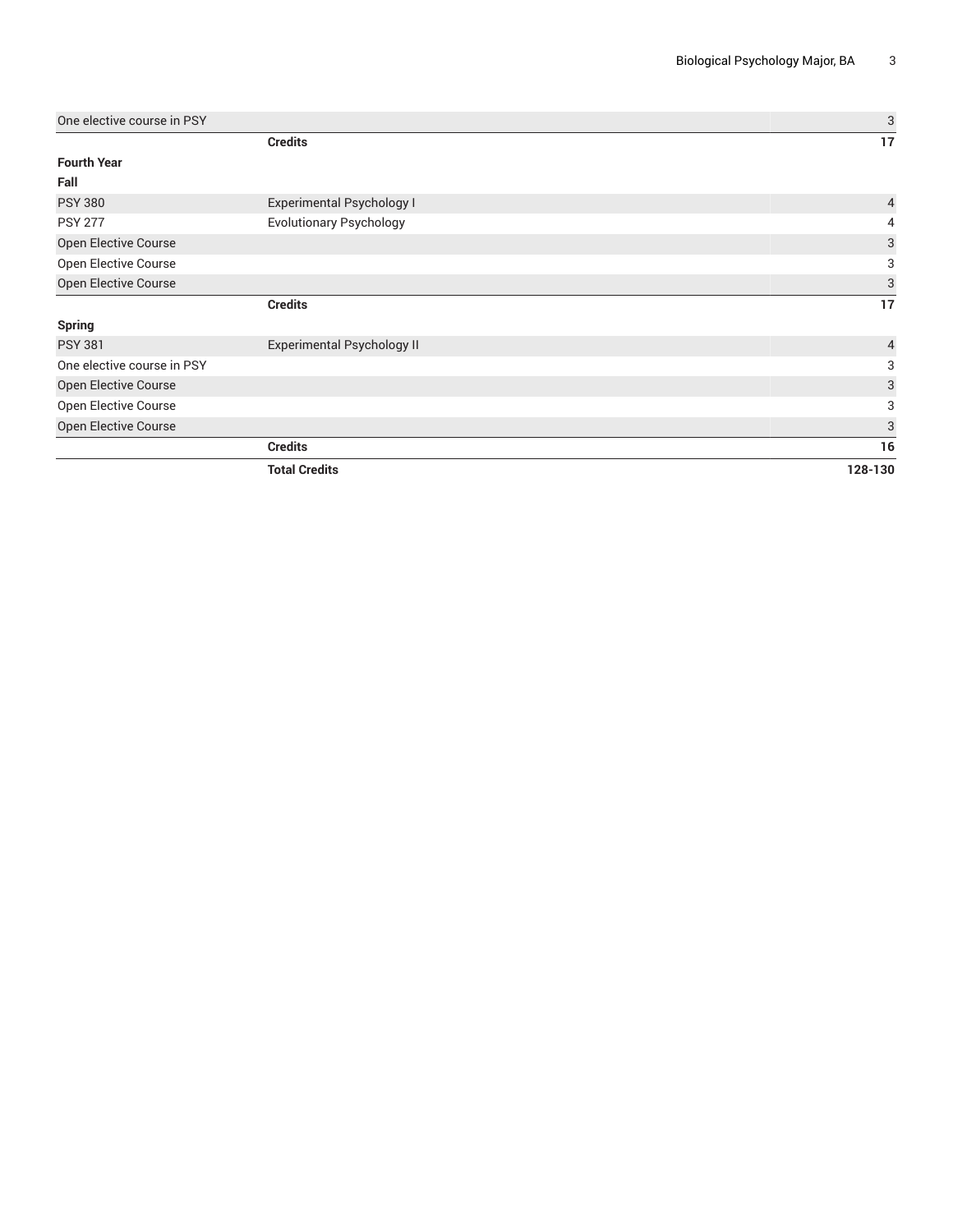| | | |
|---|---|---|
| One elective course in PSY | | 3 |
| | **Credits** | **17** |
| **Fourth Year** | | |
| **Fall** | | |
| PSY 380 | Experimental Psychology I | 4 |
| PSY 277 | Evolutionary Psychology | 4 |
| Open Elective Course | | 3 |
| Open Elective Course | | 3 |
| Open Elective Course | | 3 |
| | **Credits** | **17** |
| **Spring** | | |
| PSY 381 | Experimental Psychology II | 4 |
| One elective course in PSY | | 3 |
| Open Elective Course | | 3 |
| Open Elective Course | | 3 |
| Open Elective Course | | 3 |
| | **Credits** | **16** |
| | **Total Credits** | **128-130** |